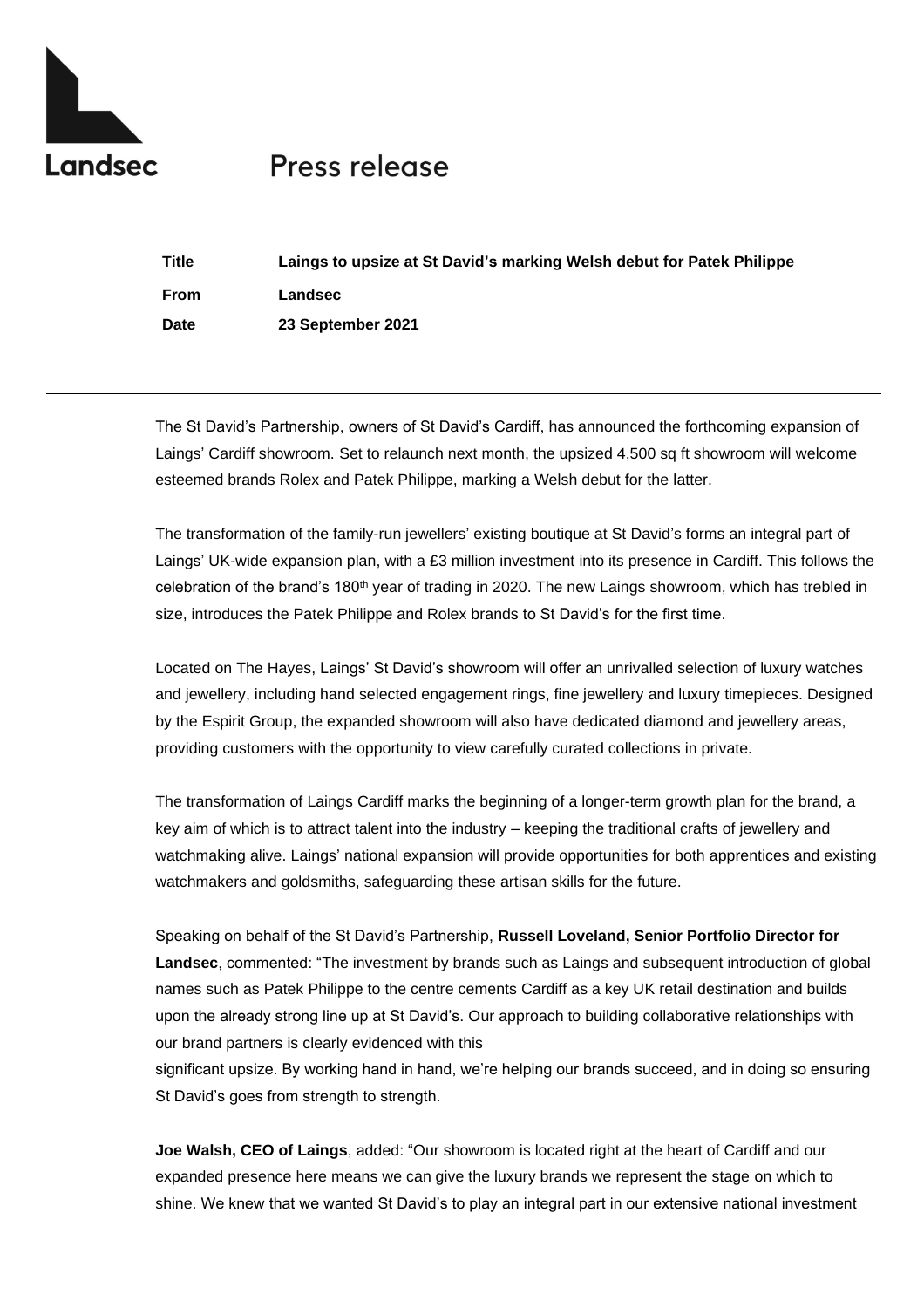Landsec

# Press release

| | |
|---|---|
| **Title** | **Laings to upsize at St David's marking Welsh debut for Patek Philippe** |
| **From** | **Landsec** |
| **Date** | **23 September 2021** |

---

The St David's Partnership, owners of St David's Cardiff, has announced the forthcoming expansion of Laings' Cardiff showroom. Set to relaunch next month, the upsized 4,500 sq ft showroom will welcome esteemed brands Rolex and Patek Philippe, marking a Welsh debut for the latter.

The transformation of the family-run jewellers' existing boutique at St David's forms an integral part of Laings' UK-wide expansion plan, with a £3 million investment into its presence in Cardiff. This follows the celebration of the brand's 180th year of trading in 2020. The new Laings showroom, which has trebled in size, introduces the Patek Philippe and Rolex brands to St David's for the first time.

Located on The Hayes, Laings' St David's showroom will offer an unrivalled selection of luxury watches and jewellery, including hand selected engagement rings, fine jewellery and luxury timepieces. Designed by the Espirit Group, the expanded showroom will also have dedicated diamond and jewellery areas, providing customers with the opportunity to view carefully curated collections in private.

The transformation of Laings Cardiff marks the beginning of a longer-term growth plan for the brand, a key aim of which is to attract talent into the industry – keeping the traditional crafts of jewellery and watchmaking alive. Laings' national expansion will provide opportunities for both apprentices and existing watchmakers and goldsmiths, safeguarding these artisan skills for the future.

Speaking on behalf of the St David's Partnership, **Russell Loveland, Senior Portfolio Director for Landsec**, commented: "The investment by brands such as Laings and subsequent introduction of global names such as Patek Philippe to the centre cements Cardiff as a key UK retail destination and builds upon the already strong line up at St David's. Our approach to building collaborative relationships with our brand partners is clearly evidenced with this significant upsize. By working hand in hand, we're helping our brands succeed, and in doing so ensuring St David's goes from strength to strength.

**Joe Walsh, CEO of Laings**, added: "Our showroom is located right at the heart of Cardiff and our expanded presence here means we can give the luxury brands we represent the stage on which to shine. We knew that we wanted St David's to play an integral part in our extensive national investment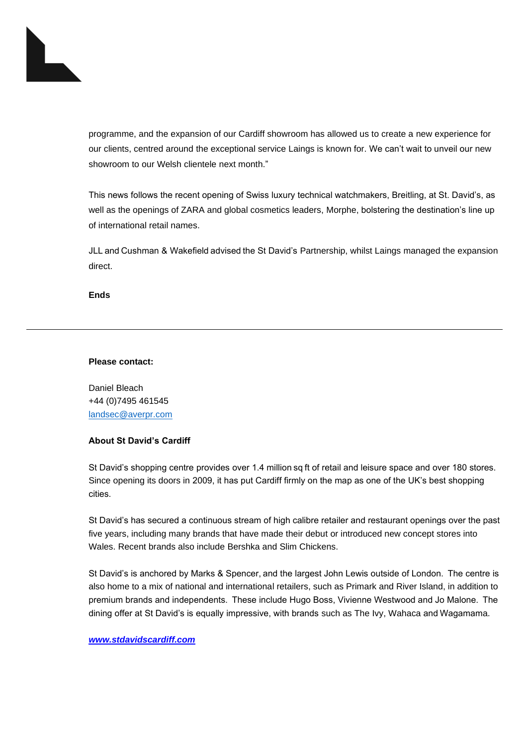programme, and the expansion of our Cardiff showroom has allowed us to create a new experience for our clients, centred around the exceptional service Laings is known for. We can't wait to unveil our new showroom to our Welsh clientele next month."

This news follows the recent opening of Swiss luxury technical watchmakers, Breitling, at St. David's, as well as the openings of ZARA and global cosmetics leaders, Morphe, bolstering the destination's line up of international retail names.

JLL and Cushman & Wakefield advised the St David's Partnership, whilst Laings managed the expansion direct.

**Ends**

---

**Please contact:**

Daniel Bleach
+44 (0)7495 461545
landsec@averpr.com

**About St David's Cardiff**

St David's shopping centre provides over 1.4 million sq ft of retail and leisure space and over 180 stores. Since opening its doors in 2009, it has put Cardiff firmly on the map as one of the UK's best shopping cities.

St David's has secured a continuous stream of high calibre retailer and restaurant openings over the past five years, including many brands that have made their debut or introduced new concept stores into Wales. Recent brands also include Bershka and Slim Chickens.

St David's is anchored by Marks & Spencer, and the largest John Lewis outside of London. The centre is also home to a mix of national and international retailers, such as Primark and River Island, in addition to premium brands and independents. These include Hugo Boss, Vivienne Westwood and Jo Malone. The dining offer at St David's is equally impressive, with brands such as The Ivy, Wahaca and Wagamama.

***www.stdavidscardiff.com***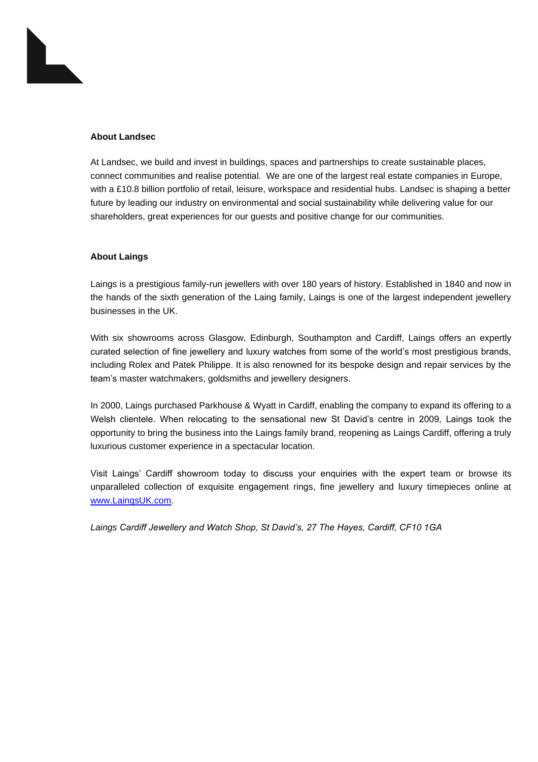**About Landsec**

At Landsec, we build and invest in buildings, spaces and partnerships to create sustainable places, connect communities and realise potential. We are one of the largest real estate companies in Europe, with a £10.8 billion portfolio of retail, leisure, workspace and residential hubs. Landsec is shaping a better future by leading our industry on environmental and social sustainability while delivering value for our shareholders, great experiences for our guests and positive change for our communities.

**About Laings**

Laings is a prestigious family-run jewellers with over 180 years of history. Established in 1840 and now in the hands of the sixth generation of the Laing family, Laings is one of the largest independent jewellery businesses in the UK.

With six showrooms across Glasgow, Edinburgh, Southampton and Cardiff, Laings offers an expertly curated selection of fine jewellery and luxury watches from some of the world's most prestigious brands, including Rolex and Patek Philippe. It is also renowned for its bespoke design and repair services by the team's master watchmakers, goldsmiths and jewellery designers.

In 2000, Laings purchased Parkhouse & Wyatt in Cardiff, enabling the company to expand its offering to a Welsh clientele. When relocating to the sensational new St David's centre in 2009, Laings took the opportunity to bring the business into the Laings family brand, reopening as Laings Cardiff, offering a truly luxurious customer experience in a spectacular location.

Visit Laings' Cardiff showroom today to discuss your enquiries with the expert team or browse its unparalleled collection of exquisite engagement rings, fine jewellery and luxury timepieces online at [www.LaingsUK.com](http://www.LaingsUK.com).

*Laings Cardiff Jewellery and Watch Shop, St David's, 27 The Hayes, Cardiff, CF10 1GA*